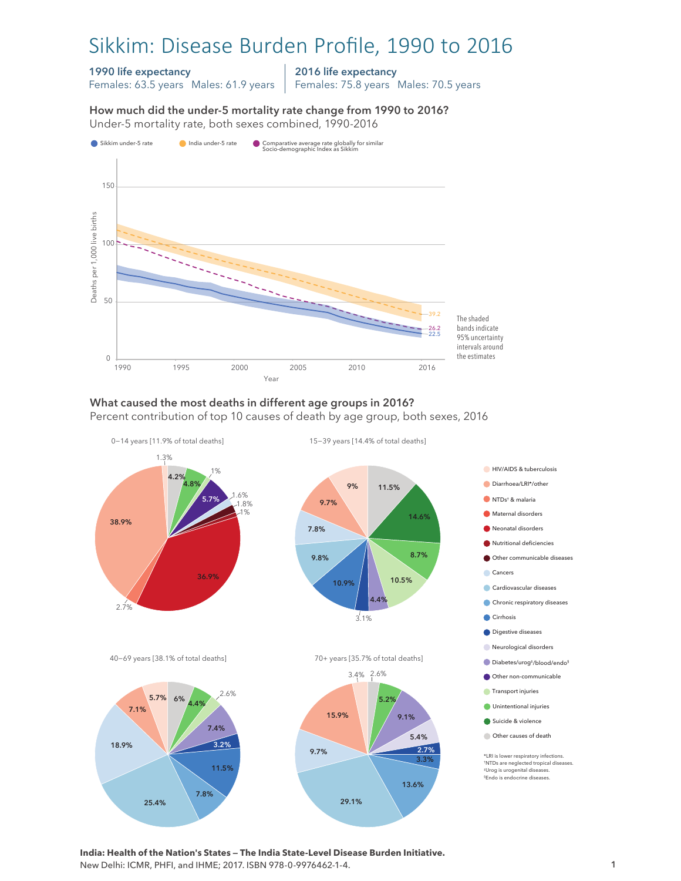# Sikkim: Disease Burden Profile, 1990 to 2016

**1990 life expectancy**
Females: 63.5 years Males: 61.9 years

**2016 life expectancy**
Females: 75.8 years Males: 70.5 years

### How much did the under-5 mortality rate change from 1990 to 2016?

Under-5 mortality rate, both sexes combined, 1990-2016

- Sikkim under-5 rate
- India under-5 rate
- Comparative average rate globally for similar Socio-demographic Index as Sikkim

Deaths per 1,000 live births (0–150), Year (1990–2016)

2016 values: India 39.2; Comparative global average 26.2; Sikkim 22.5

The shaded bands indicate 95% uncertainty intervals around the estimates

### What caused the most deaths in different age groups in 2016?

Percent contribution of top 10 causes of death by age group, both sexes, 2016

**0–14 years [11.9% of total deaths]**

38.9%, 36.9%, 5.7%, 4.8%, 4.2%, 2.7%, 1.8%, 1.6%, 1.3%, 1%, 1%

**15–39 years [14.4% of total deaths]**

14.6%, 11.5%, 10.9%, 10.5%, 9.8%, 9.7%, 9%, 8.7%, 7.8%, 4.4%, 3.1%

**40–69 years [38.1% of total deaths]**

25.4%, 18.9%, 11.5%, 7.8%, 7.4%, 7.1%, 6%, 5.7%, 4.4%, 3.2%, 2.6%

**70+ years [35.7% of total deaths]**

29.1%, 15.9%, 13.6%, 9.7%, 9.1%, 5.4%, 5.2%, 3.4%, 3.3%, 2.7%, 2.6%

- HIV/AIDS & tuberculosis
- Diarrhoea/LRI*/other
- NTDs† & malaria
- Maternal disorders
- Neonatal disorders
- Nutritional deficiencies
- Other communicable diseases
- Cancers
- Cardiovascular diseases
- Chronic respiratory diseases
- Cirrhosis
- Digestive diseases
- Neurological disorders
- Diabetes/urog‡/blood/endo§
- Other non-communicable
- Transport injuries
- Unintentional injuries
- Suicide & violence
- Other causes of death

*LRI is lower respiratory infections.
†NTDs are neglected tropical diseases.
‡Urog is urogenital diseases.
§Endo is endocrine diseases.

**India: Health of the Nation's States — The India State-Level Disease Burden Initiative.**
New Delhi: ICMR, PHFI, and IHME; 2017. ISBN 978-0-9976462-1-4.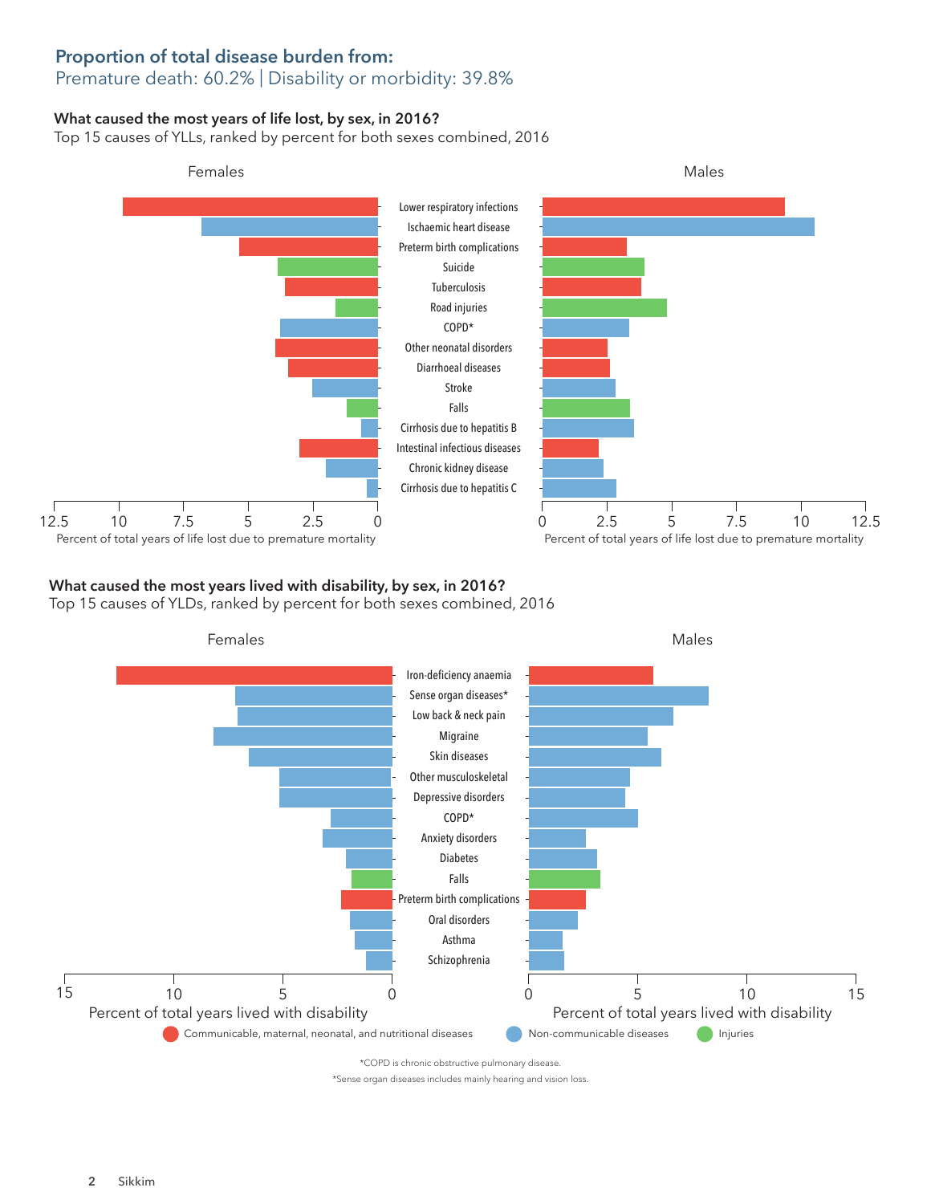## Proportion of total disease burden from:

Premature death: 60.2% | Disability or morbidity: 39.8%

**What caused the most years of life lost, by sex, in 2016?**
Top 15 causes of YLLs, ranked by percent for both sexes combined, 2016

Females | Males

- Lower respiratory infections
- Ischaemic heart disease
- Preterm birth complications
- Suicide
- Tuberculosis
- Road injuries
- COPD*
- Other neonatal disorders
- Diarrhoeal diseases
- Stroke
- Falls
- Cirrhosis due to hepatitis B
- Intestinal infectious diseases
- Chronic kidney disease
- Cirrhosis due to hepatitis C

Percent of total years of life lost due to premature mortality

**What caused the most years lived with disability, by sex, in 2016?**
Top 15 causes of YLDs, ranked by percent for both sexes combined, 2016

Females | Males

- Iron-deficiency anaemia
- Sense organ diseases*
- Low back & neck pain
- Migraine
- Skin diseases
- Other musculoskeletal
- Depressive disorders
- COPD*
- Anxiety disorders
- Diabetes
- Falls
- Preterm birth complications
- Oral disorders
- Asthma
- Schizophrenia

Percent of total years lived with disability

Communicable, maternal, neonatal, and nutritional diseases | Non-communicable diseases | Injuries

*COPD is chronic obstructive pulmonary disease.

*Sense organ diseases includes mainly hearing and vision loss.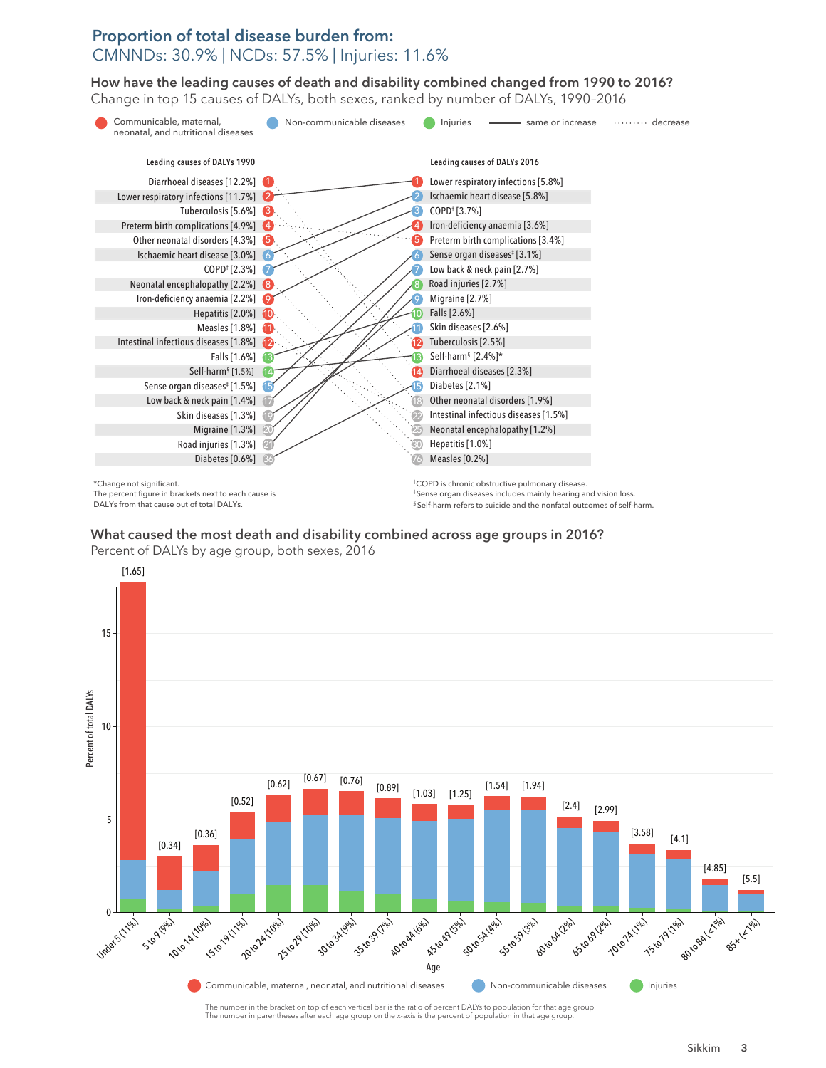## Proportion of total disease burden from:

CMNNDs: 30.9% | NCDs: 57.5% | Injuries: 11.6%

### How have the leading causes of death and disability combined changed from 1990 to 2016?

Change in top 15 causes of DALYs, both sexes, ranked by number of DALYs, 1990–2016

Legend: Communicable, maternal, neonatal, and nutritional diseases; Non-communicable diseases; Injuries; —— same or increase; ········ decrease

| Rank | Leading causes of DALYs 1990 | Rank | Leading causes of DALYs 2016 |
|---|---|---|---|
| 1 | Diarrhoeal diseases [12.2%] | 1 | Lower respiratory infections [5.8%] |
| 2 | Lower respiratory infections [11.7%] | 2 | Ischaemic heart disease [5.8%] |
| 3 | Tuberculosis [5.6%] | 3 | COPD† [3.7%] |
| 4 | Preterm birth complications [4.9%] | 4 | Iron-deficiency anaemia [3.6%] |
| 5 | Other neonatal disorders [4.3%] | 5 | Preterm birth complications [3.4%] |
| 6 | Ischaemic heart disease [3.0%] | 6 | Sense organ diseases‡ [3.1%] |
| 7 | COPD† [2.3%] | 7 | Low back & neck pain [2.7%] |
| 8 | Neonatal encephalopathy [2.2%] | 8 | Road injuries [2.7%] |
| 9 | Iron-deficiency anaemia [2.2%] | 9 | Migraine [2.7%] |
| 10 | Hepatitis [2.0%] | 10 | Falls [2.6%] |
| 11 | Measles [1.8%] | 11 | Skin diseases [2.6%] |
| 12 | Intestinal infectious diseases [1.8%] | 12 | Tuberculosis [2.5%] |
| 13 | Falls [1.6%] | 13 | Self-harm§ [2.4%]* |
| 14 | Self-harm§ [1.5%] | 14 | Diarrhoeal diseases [2.3%] |
| 15 | Sense organ diseases‡ [1.5%] | 15 | Diabetes [2.1%] |
| 17 | Low back & neck pain [1.4%] | 18 | Other neonatal disorders [1.9%] |
| 19 | Skin diseases [1.3%] | 22 | Intestinal infectious diseases [1.5%] |
| 20 | Migraine [1.3%] | 25 | Neonatal encephalopathy [1.2%] |
| 21 | Road injuries [1.3%] | 30 | Hepatitis [1.0%] |
| 36 | Diabetes [0.6%] | 76 | Measles [0.2%] |

*Change not significant.
The percent figure in brackets next to each cause is DALYs from that cause out of total DALYs.

†COPD is chronic obstructive pulmonary disease.
‡Sense organ diseases includes mainly hearing and vision loss.
§Self-harm refers to suicide and the nonfatal outcomes of self-harm.

### What caused the most death and disability combined across age groups in 2016?

Percent of DALYs by age group, both sexes, 2016

| Age (percent of population) | Ratio of percent DALYs to population |
|---|---|
| Under 5 (11%) | 1.65 |
| 5 to 9 (9%) | 0.34 |
| 10 to 14 (10%) | 0.36 |
| 15 to 19 (11%) | 0.52 |
| 20 to 24 (10%) | 0.62 |
| 25 to 29 (10%) | 0.67 |
| 30 to 34 (9%) | 0.76 |
| 35 to 39 (7%) | 0.89 |
| 40 to 44 (6%) | 1.03 |
| 45 to 49 (5%) | 1.25 |
| 50 to 54 (4%) | 1.54 |
| 55 to 59 (3%) | 1.94 |
| 60 to 64 (2%) | 2.4 |
| 65 to 69 (2%) | 2.99 |
| 70 to 74 (1%) | 3.58 |
| 75 to 79 (1%) | 4.1 |
| 80 to 84 (<1%) | 4.85 |
| 85+ (<1%) | 5.5 |

Legend: Communicable, maternal, neonatal, and nutritional diseases; Non-communicable diseases; Injuries

The number in the bracket on top of each vertical bar is the ratio of percent DALYs to population for that age group.
The number in parentheses after each age group on the x-axis is the percent of population in that age group.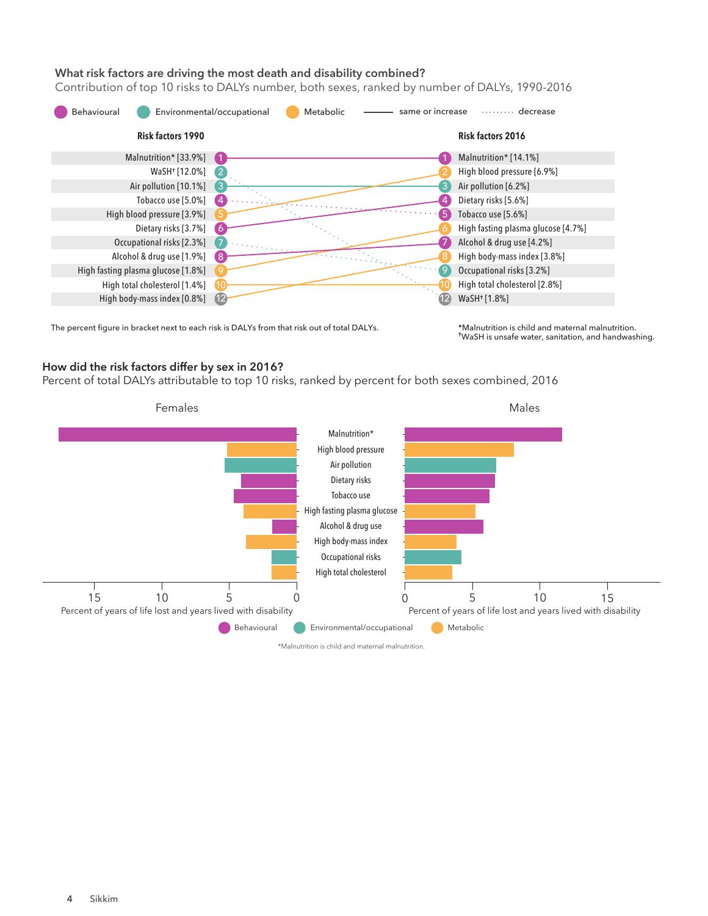## What risk factors are driving the most death and disability combined?

Contribution of top 10 risks to DALYs number, both sexes, ranked by number of DALYs, 1990-2016

Behavioural  Environmental/occupational  Metabolic  same or increase  decrease

**Risk factors 1990**

1 Malnutrition* [33.9%]
2 WaSH† [12.0%]
3 Air pollution [10.1%]
4 Tobacco use [5.0%]
5 High blood pressure [3.9%]
6 Dietary risks [3.7%]
7 Occupational risks [2.3%]
8 Alcohol & drug use [1.9%]
9 High fasting plasma glucose [1.8%]
10 High total cholesterol [1.4%]
12 High body-mass index [0.8%]

**Risk factors 2016**

1 Malnutrition* [14.1%]
2 High blood pressure [6.9%]
3 Air pollution [6.2%]
4 Dietary risks [5.6%]
5 Tobacco use [5.6%]
6 High fasting plasma glucose [4.7%]
7 Alcohol & drug use [4.2%]
8 High body-mass index [3.8%]
9 Occupational risks [3.2%]
10 High total cholesterol [2.8%]
12 WaSH† [1.8%]

The percent figure in bracket next to each risk is DALYs from that risk out of total DALYs.

*Malnutrition is child and maternal malnutrition.
†WaSH is unsafe water, sanitation, and handwashing.

## How did the risk factors differ by sex in 2016?

Percent of total DALYs attributable to top 10 risks, ranked by percent for both sexes combined, 2016

Females

Males

Malnutrition*
High blood pressure
Air pollution
Dietary risks
Tobacco use
High fasting plasma glucose
Alcohol & drug use
High body-mass index
Occupational risks
High total cholesterol

15 10 5 0
Percent of years of life lost and years lived with disability

0 5 10 15
Percent of years of life lost and years lived with disability

Behavioural  Environmental/occupational  Metabolic

*Malnutrition is child and maternal malnutrition.